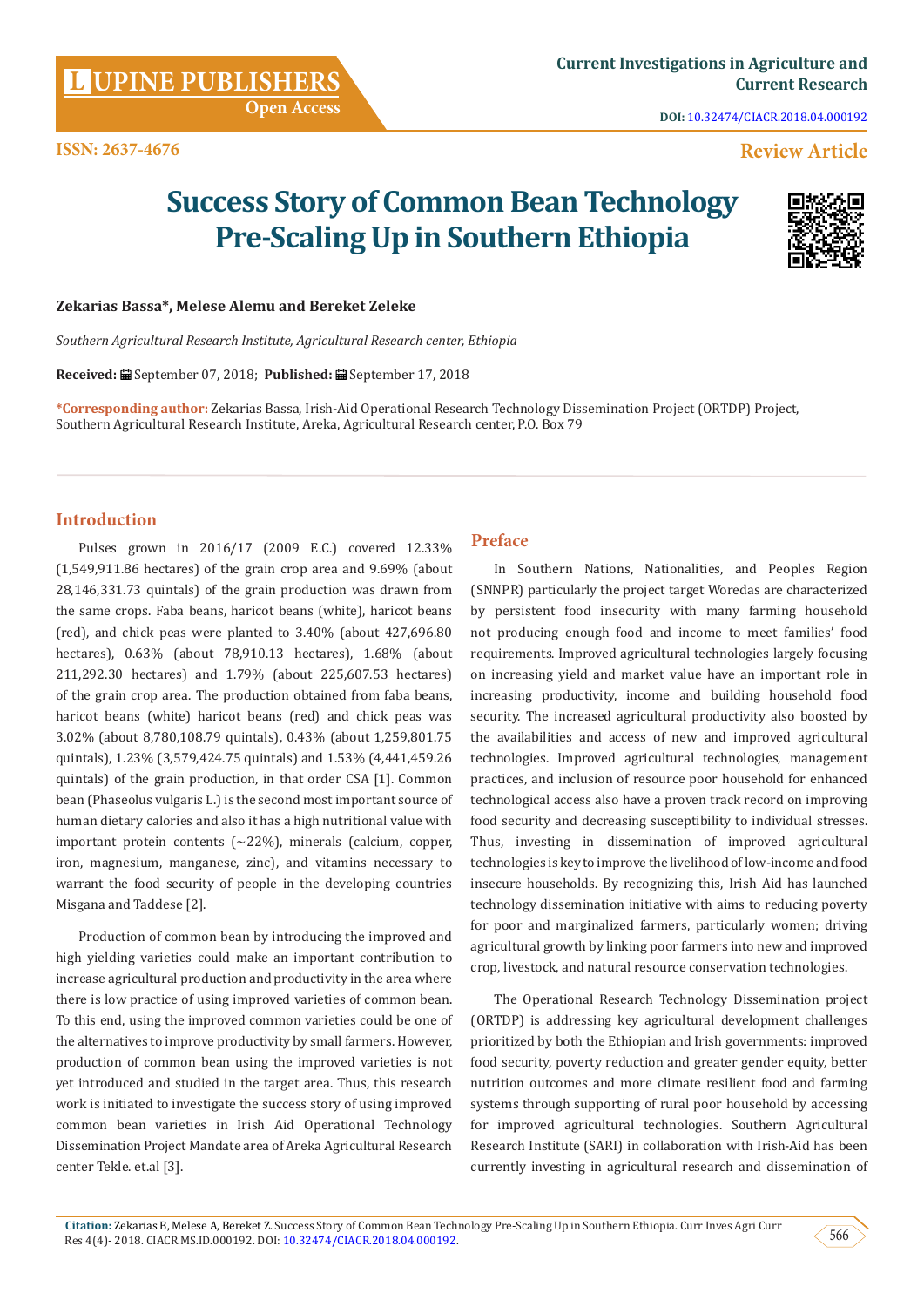ISSN: 2637-4676

DOI: 10.32474/CIACR.2018.04.000192

Review Article

# Success Story of Common Bean Technology Pre-Scaling Up in Southern Ethiopia

**Zekarias Bassa*, Melese Alemu and Bereket Zeleke**

*Southern Agricultural Research Institute, Agricultural Research center, Ethiopia*

**Received:** September 07, 2018; **Published:** September 17, 2018

**\*Corresponding author:** Zekarias Bassa, Irish-Aid Operational Research Technology Dissemination Project (ORTDP) Project, Southern Agricultural Research Institute, Areka, Agricultural Research center, P.O. Box 79

## Introduction

Pulses grown in 2016/17 (2009 E.C.) covered 12.33% (1,549,911.86 hectares) of the grain crop area and 9.69% (about 28,146,331.73 quintals) of the grain production was drawn from the same crops. Faba beans, haricot beans (white), haricot beans (red), and chick peas were planted to 3.40% (about 427,696.80 hectares), 0.63% (about 78,910.13 hectares), 1.68% (about 211,292.30 hectares) and 1.79% (about 225,607.53 hectares) of the grain crop area. The production obtained from faba beans, haricot beans (white) haricot beans (red) and chick peas was 3.02% (about 8,780,108.79 quintals), 0.43% (about 1,259,801.75 quintals), 1.23% (3,579,424.75 quintals) and 1.53% (4,441,459.26 quintals) of the grain production, in that order CSA [1]. Common bean (Phaseolus vulgaris L.) is the second most important source of human dietary calories and also it has a high nutritional value with important protein contents (~22%), minerals (calcium, copper, iron, magnesium, manganese, zinc), and vitamins necessary to warrant the food security of people in the developing countries Misgana and Taddese [2].

Production of common bean by introducing the improved and high yielding varieties could make an important contribution to increase agricultural production and productivity in the area where there is low practice of using improved varieties of common bean. To this end, using the improved common varieties could be one of the alternatives to improve productivity by small farmers. However, production of common bean using the improved varieties is not yet introduced and studied in the target area. Thus, this research work is initiated to investigate the success story of using improved common bean varieties in Irish Aid Operational Technology Dissemination Project Mandate area of Areka Agricultural Research center Tekle. et.al [3].

## Preface

In Southern Nations, Nationalities, and Peoples Region (SNNPR) particularly the project target Woredas are characterized by persistent food insecurity with many farming household not producing enough food and income to meet families' food requirements. Improved agricultural technologies largely focusing on increasing yield and market value have an important role in increasing productivity, income and building household food security. The increased agricultural productivity also boosted by the availabilities and access of new and improved agricultural technologies. Improved agricultural technologies, management practices, and inclusion of resource poor household for enhanced technological access also have a proven track record on improving food security and decreasing susceptibility to individual stresses. Thus, investing in dissemination of improved agricultural technologies is key to improve the livelihood of low-income and food insecure households. By recognizing this, Irish Aid has launched technology dissemination initiative with aims to reducing poverty for poor and marginalized farmers, particularly women; driving agricultural growth by linking poor farmers into new and improved crop, livestock, and natural resource conservation technologies.

The Operational Research Technology Dissemination project (ORTDP) is addressing key agricultural development challenges prioritized by both the Ethiopian and Irish governments: improved food security, poverty reduction and greater gender equity, better nutrition outcomes and more climate resilient food and farming systems through supporting of rural poor household by accessing for improved agricultural technologies. Southern Agricultural Research Institute (SARI) in collaboration with Irish-Aid has been currently investing in agricultural research and dissemination of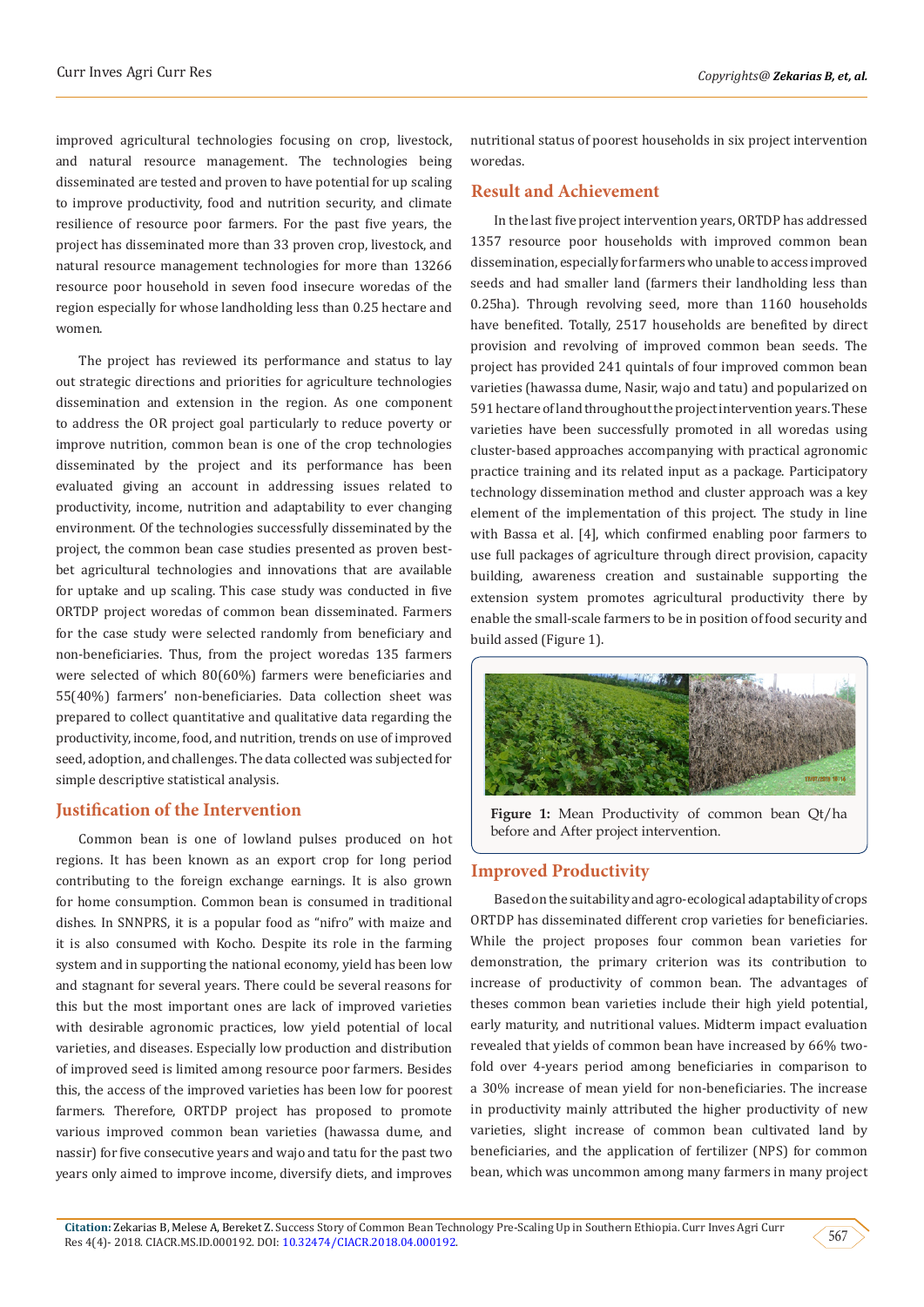improved agricultural technologies focusing on crop, livestock, and natural resource management. The technologies being disseminated are tested and proven to have potential for up scaling to improve productivity, food and nutrition security, and climate resilience of resource poor farmers. For the past five years, the project has disseminated more than 33 proven crop, livestock, and natural resource management technologies for more than 13266 resource poor household in seven food insecure woredas of the region especially for whose landholding less than 0.25 hectare and women.

The project has reviewed its performance and status to lay out strategic directions and priorities for agriculture technologies dissemination and extension in the region. As one component to address the OR project goal particularly to reduce poverty or improve nutrition, common bean is one of the crop technologies disseminated by the project and its performance has been evaluated giving an account in addressing issues related to productivity, income, nutrition and adaptability to ever changing environment. Of the technologies successfully disseminated by the project, the common bean case studies presented as proven best-bet agricultural technologies and innovations that are available for uptake and up scaling. This case study was conducted in five ORTDP project woredas of common bean disseminated. Farmers for the case study were selected randomly from beneficiary and non-beneficiaries. Thus, from the project woredas 135 farmers were selected of which 80(60%) farmers were beneficiaries and 55(40%) farmers' non-beneficiaries. Data collection sheet was prepared to collect quantitative and qualitative data regarding the productivity, income, food, and nutrition, trends on use of improved seed, adoption, and challenges. The data collected was subjected for simple descriptive statistical analysis.

## Justification of the Intervention

Common bean is one of lowland pulses produced on hot regions. It has been known as an export crop for long period contributing to the foreign exchange earnings. It is also grown for home consumption. Common bean is consumed in traditional dishes. In SNNPRS, it is a popular food as "nifro" with maize and it is also consumed with Kocho. Despite its role in the farming system and in supporting the national economy, yield has been low and stagnant for several years. There could be several reasons for this but the most important ones are lack of improved varieties with desirable agronomic practices, low yield potential of local varieties, and diseases. Especially low production and distribution of improved seed is limited among resource poor farmers. Besides this, the access of the improved varieties has been low for poorest farmers. Therefore, ORTDP project has proposed to promote various improved common bean varieties (hawassa dume, and nassir) for five consecutive years and wajo and tatu for the past two years only aimed to improve income, diversify diets, and improves nutritional status of poorest households in six project intervention woredas.

## Result and Achievement

In the last five project intervention years, ORTDP has addressed 1357 resource poor households with improved common bean dissemination, especially for farmers who unable to access improved seeds and had smaller land (farmers their landholding less than 0.25ha). Through revolving seed, more than 1160 households have benefited. Totally, 2517 households are benefited by direct provision and revolving of improved common bean seeds. The project has provided 241 quintals of four improved common bean varieties (hawassa dume, Nasir, wajo and tatu) and popularized on 591 hectare of land throughout the project intervention years. These varieties have been successfully promoted in all woredas using cluster-based approaches accompanying with practical agronomic practice training and its related input as a package. Participatory technology dissemination method and cluster approach was a key element of the implementation of this project. The study in line with Bassa et al. [4], which confirmed enabling poor farmers to use full packages of agriculture through direct provision, capacity building, awareness creation and sustainable supporting the extension system promotes agricultural productivity there by enable the small-scale farmers to be in position of food security and build assed (Figure 1).

**Figure 1:** Mean Productivity of common bean Qt/ha before and After project intervention.

## Improved Productivity

Based on the suitability and agro-ecological adaptability of crops ORTDP has disseminated different crop varieties for beneficiaries. While the project proposes four common bean varieties for demonstration, the primary criterion was its contribution to increase of productivity of common bean. The advantages of theses common bean varieties include their high yield potential, early maturity, and nutritional values. Midterm impact evaluation revealed that yields of common bean have increased by 66% two-fold over 4-years period among beneficiaries in comparison to a 30% increase of mean yield for non-beneficiaries. The increase in productivity mainly attributed the higher productivity of new varieties, slight increase of common bean cultivated land by beneficiaries, and the application of fertilizer (NPS) for common bean, which was uncommon among many farmers in many project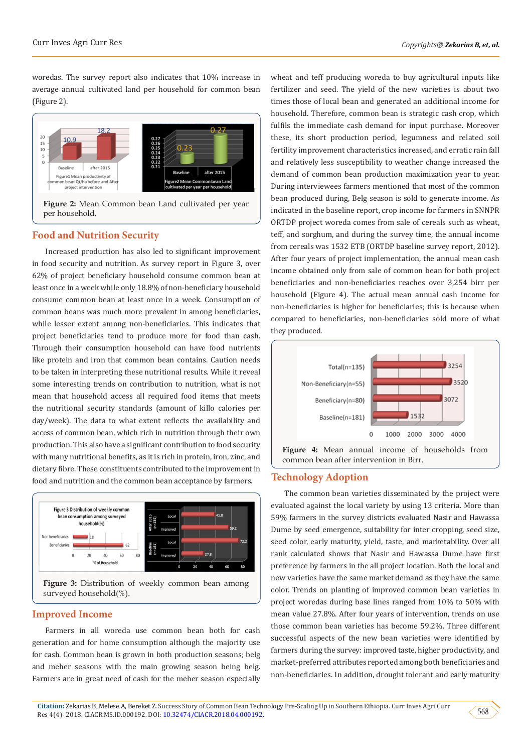woredas. The survey report also indicates that 10% increase in average annual cultivated land per household for common bean (Figure 2).

**Figure 2:** Mean Common bean Land cultivated per year per household.

## Food and Nutrition Security

Increased production has also led to significant improvement in food security and nutrition. As survey report in Figure 3, over 62% of project beneficiary household consume common bean at least once in a week while only 18.8% of non-beneficiary household consume common bean at least once in a week. Consumption of common beans was much more prevalent in among beneficiaries, while lesser extent among non-beneficiaries. This indicates that project beneficiaries tend to produce more for food than cash. Through their consumption household can have food nutrients like protein and iron that common bean contains. Caution needs to be taken in interpreting these nutritional results. While it reveal some interesting trends on contribution to nutrition, what is not mean that household access all required food items that meets the nutritional security standards (amount of killo calories per day/week). The data to what extent reflects the availability and access of common bean, which rich in nutrition through their own production. This also have a significant contribution to food security with many nutritional benefits, as it is rich in protein, iron, zinc, and dietary fibre. These constituents contributed to the improvement in food and nutrition and the common bean acceptance by farmers.

**Figure 3:** Distribution of weekly common bean among surveyed household(%).

## Improved Income

Farmers in all woreda use common bean both for cash generation and for home consumption although the majority use for cash. Common bean is grown in both production seasons; belg and meher seasons with the main growing season being belg. Farmers are in great need of cash for the meher season especially wheat and teff producing woreda to buy agricultural inputs like fertilizer and seed. The yield of the new varieties is about two times those of local bean and generated an additional income for household. Therefore, common bean is strategic cash crop, which fulfils the immediate cash demand for input purchase. Moreover these, its short production period, legumness and related soil fertility improvement characteristics increased, and erratic rain fall and relatively less susceptibility to weather change increased the demand of common bean production maximization year to year. During interviewees farmers mentioned that most of the common bean produced during, Belg season is sold to generate income. As indicated in the baseline report, crop income for farmers in SNNPR ORTDP project woreda comes from sale of cereals such as wheat, teff, and sorghum, and during the survey time, the annual income from cereals was 1532 ETB (ORTDP baseline survey report, 2012). After four years of project implementation, the annual mean cash income obtained only from sale of common bean for both project beneficiaries and non-beneficiaries reaches over 3,254 birr per household (Figure 4). The actual mean annual cash income for non-beneficiaries is higher for beneficiaries; this is because when compared to beneficiaries, non-beneficiaries sold more of what they produced.

**Figure 4:** Mean annual income of households from common bean after intervention in Birr.

## Technology Adoption

The common bean varieties disseminated by the project were evaluated against the local variety by using 13 criteria. More than 59% farmers in the survey districts evaluated Nasir and Hawassa Dume by seed emergence, suitability for inter cropping, seed size, seed color, early maturity, yield, taste, and marketability. Over all rank calculated shows that Nasir and Hawassa Dume have first preference by farmers in the all project location. Both the local and new varieties have the same market demand as they have the same color. Trends on planting of improved common bean varieties in project woredas during base lines ranged from 10% to 50% with mean value 27.8%. After four years of intervention, trends on use those common bean varieties has become 59.2%. Three different successful aspects of the new bean varieties were identified by farmers during the survey: improved taste, higher productivity, and market-preferred attributes reported among both beneficiaries and non-beneficiaries. In addition, drought tolerant and early maturity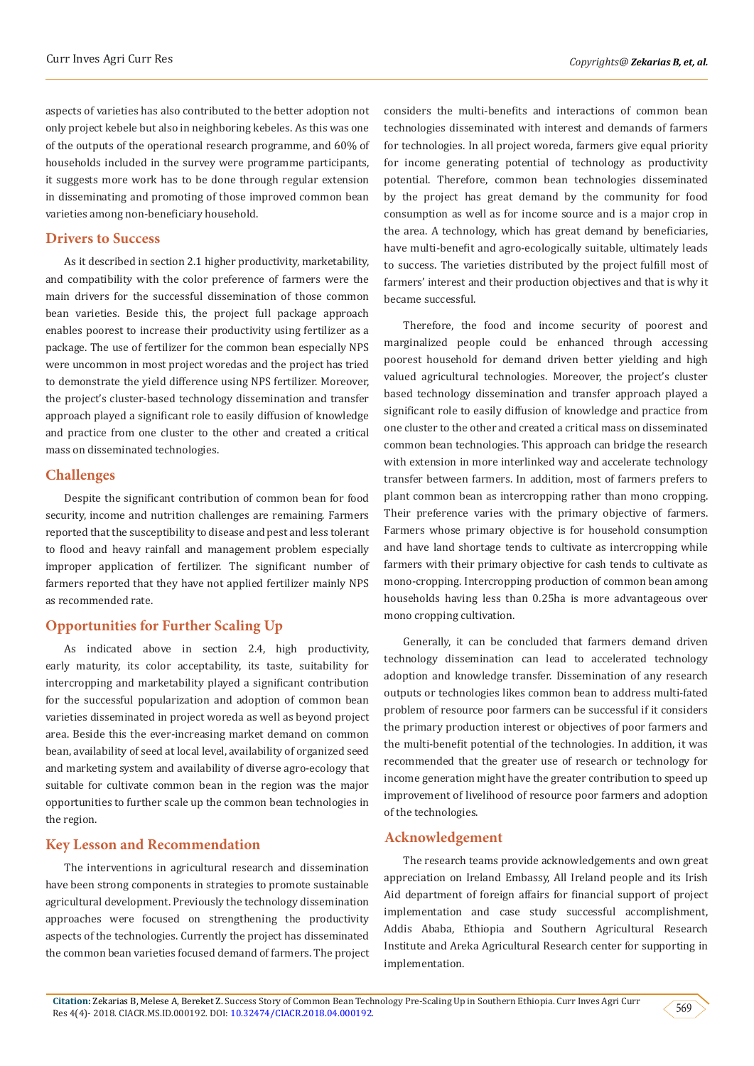aspects of varieties has also contributed to the better adoption not only project kebele but also in neighboring kebeles. As this was one of the outputs of the operational research programme, and 60% of households included in the survey were programme participants, it suggests more work has to be done through regular extension in disseminating and promoting of those improved common bean varieties among non-beneficiary household.

## Drivers to Success

As it described in section 2.1 higher productivity, marketability, and compatibility with the color preference of farmers were the main drivers for the successful dissemination of those common bean varieties. Beside this, the project full package approach enables poorest to increase their productivity using fertilizer as a package. The use of fertilizer for the common bean especially NPS were uncommon in most project woredas and the project has tried to demonstrate the yield difference using NPS fertilizer. Moreover, the project's cluster-based technology dissemination and transfer approach played a significant role to easily diffusion of knowledge and practice from one cluster to the other and created a critical mass on disseminated technologies.

## Challenges

Despite the significant contribution of common bean for food security, income and nutrition challenges are remaining. Farmers reported that the susceptibility to disease and pest and less tolerant to flood and heavy rainfall and management problem especially improper application of fertilizer. The significant number of farmers reported that they have not applied fertilizer mainly NPS as recommended rate.

## Opportunities for Further Scaling Up

As indicated above in section 2.4, high productivity, early maturity, its color acceptability, its taste, suitability for intercropping and marketability played a significant contribution for the successful popularization and adoption of common bean varieties disseminated in project woreda as well as beyond project area. Beside this the ever-increasing market demand on common bean, availability of seed at local level, availability of organized seed and marketing system and availability of diverse agro-ecology that suitable for cultivate common bean in the region was the major opportunities to further scale up the common bean technologies in the region.

## Key Lesson and Recommendation

The interventions in agricultural research and dissemination have been strong components in strategies to promote sustainable agricultural development. Previously the technology dissemination approaches were focused on strengthening the productivity aspects of the technologies. Currently the project has disseminated the common bean varieties focused demand of farmers. The project considers the multi-benefits and interactions of common bean technologies disseminated with interest and demands of farmers for technologies. In all project woreda, farmers give equal priority for income generating potential of technology as productivity potential. Therefore, common bean technologies disseminated by the project has great demand by the community for food consumption as well as for income source and is a major crop in the area. A technology, which has great demand by beneficiaries, have multi-benefit and agro-ecologically suitable, ultimately leads to success. The varieties distributed by the project fulfill most of farmers' interest and their production objectives and that is why it became successful.

Therefore, the food and income security of poorest and marginalized people could be enhanced through accessing poorest household for demand driven better yielding and high valued agricultural technologies. Moreover, the project's cluster based technology dissemination and transfer approach played a significant role to easily diffusion of knowledge and practice from one cluster to the other and created a critical mass on disseminated common bean technologies. This approach can bridge the research with extension in more interlinked way and accelerate technology transfer between farmers. In addition, most of farmers prefers to plant common bean as intercropping rather than mono cropping. Their preference varies with the primary objective of farmers. Farmers whose primary objective is for household consumption and have land shortage tends to cultivate as intercropping while farmers with their primary objective for cash tends to cultivate as mono-cropping. Intercropping production of common bean among households having less than 0.25ha is more advantageous over mono cropping cultivation.

Generally, it can be concluded that farmers demand driven technology dissemination can lead to accelerated technology adoption and knowledge transfer. Dissemination of any research outputs or technologies likes common bean to address multi-fated problem of resource poor farmers can be successful if it considers the primary production interest or objectives of poor farmers and the multi-benefit potential of the technologies. In addition, it was recommended that the greater use of research or technology for income generation might have the greater contribution to speed up improvement of livelihood of resource poor farmers and adoption of the technologies.

## Acknowledgement

The research teams provide acknowledgements and own great appreciation on Ireland Embassy, All Ireland people and its Irish Aid department of foreign affairs for financial support of project implementation and case study successful accomplishment, Addis Ababa, Ethiopia and Southern Agricultural Research Institute and Areka Agricultural Research center for supporting in implementation.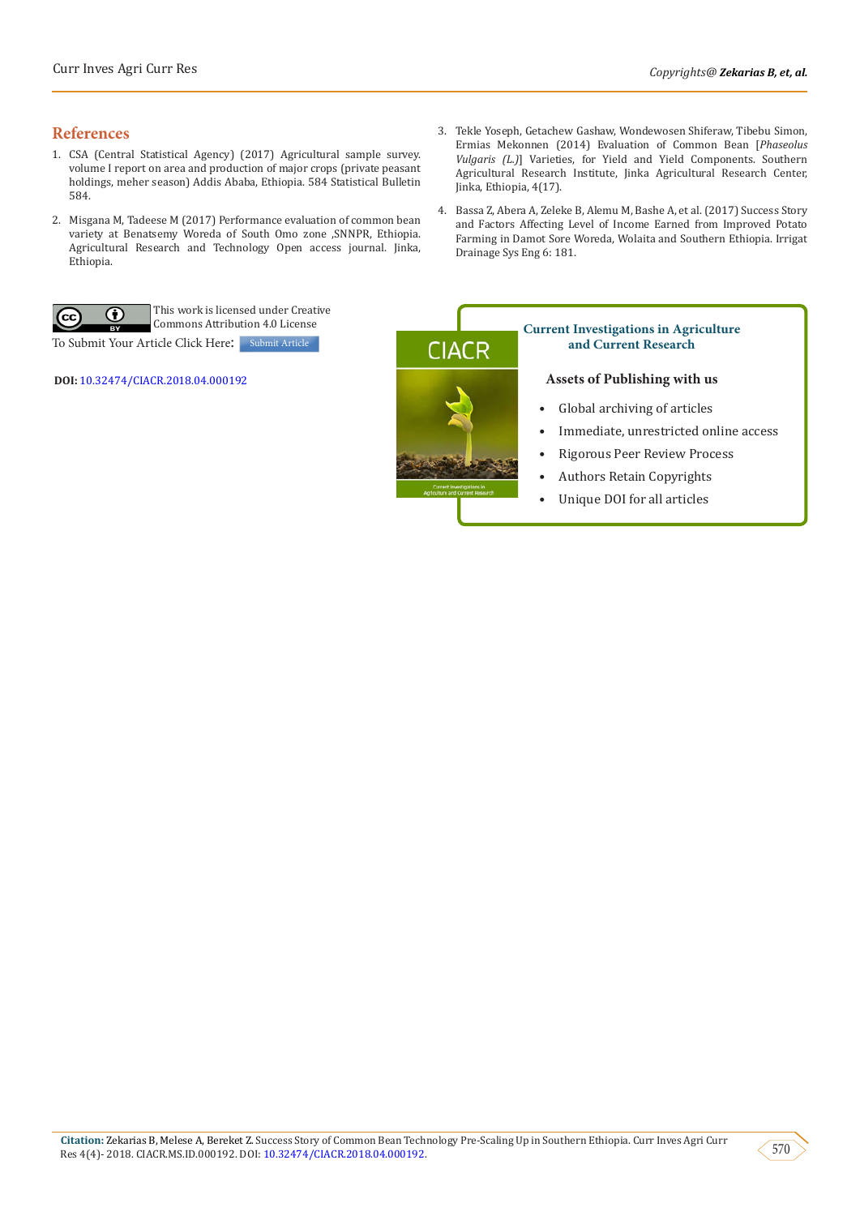## References

1. CSA (Central Statistical Agency) (2017) Agricultural sample survey. volume I report on area and production of major crops (private peasant holdings, meher season) Addis Ababa, Ethiopia. 584 Statistical Bulletin 584.
2. Misgana M, Tadeese M (2017) Performance evaluation of common bean variety at Benatsemy Woreda of South Omo zone ,SNNPR, Ethiopia. Agricultural Research and Technology Open access journal. Jinka, Ethiopia.
3. Tekle Yoseph, Getachew Gashaw, Wondewosen Shiferaw, Tibebu Simon, Ermias Mekonnen (2014) Evaluation of Common Bean [*Phaseolus Vulgaris (L.)*] Varieties, for Yield and Yield Components. Southern Agricultural Research Institute, Jinka Agricultural Research Center, Jinka, Ethiopia, 4(17).
4. Bassa Z, Abera A, Zeleke B, Alemu M, Bashe A, et al. (2017) Success Story and Factors Affecting Level of Income Earned from Improved Potato Farming in Damot Sore Woreda, Wolaita and Southern Ethiopia. Irrigat Drainage Sys Eng 6: 181.

This work is licensed under Creative Commons Attribution 4.0 License

To Submit Your Article Click Here: Submit Article

**DOI:** 10.32474/CIACR.2018.04.000192

**Current Investigations in Agriculture and Current Research**

**Assets of Publishing with us**

- Global archiving of articles
- Immediate, unrestricted online access
- Rigorous Peer Review Process
- Authors Retain Copyrights
- Unique DOI for all articles

**Citation:** Zekarias B, Melese A, Bereket Z. Success Story of Common Bean Technology Pre-Scaling Up in Southern Ethiopia. Curr Inves Agri Curr Res 4(4)- 2018. CIACR.MS.ID.000192. DOI: 10.32474/CIACR.2018.04.000192.